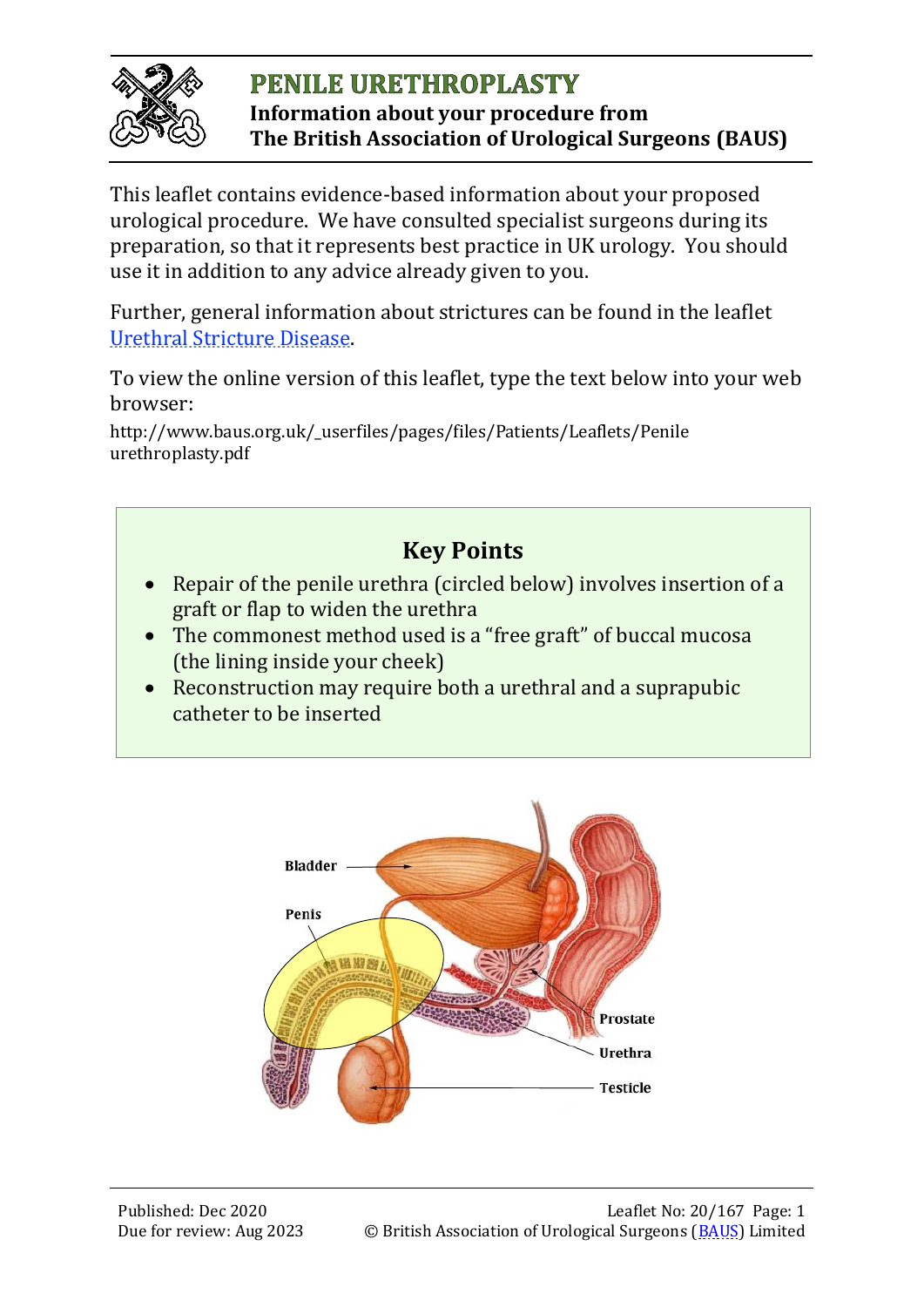# PENILE URETHROPLASTY

**Information about your procedure from The British Association of Urological Surgeons (BAUS)**

This leaflet contains evidence-based information about your proposed urological procedure. We have consulted specialist surgeons during its preparation, so that it represents best practice in UK urology. You should use it in addition to any advice already given to you.

Further, general information about strictures can be found in the leaflet [Urethral Stricture Disease](Urethral Stricture Disease).

To view the online version of this leaflet, type the text below into your web browser:

http://www.baus.org.uk/_userfiles/pages/files/Patients/Leaflets/Penile urethroplasty.pdf

## Key Points

- Repair of the penile urethra (circled below) involves insertion of a graft or flap to widen the urethra
- The commonest method used is a "free graft" of buccal mucosa (the lining inside your cheek)
- Reconstruction may require both a urethral and a suprapubic catheter to be inserted

Bladder

Penis

Prostate

Urethra

Testicle

Published: Dec 2020
Due for review: Aug 2023

Leaflet No: 20/167
© British Association of Urological Surgeons (BAUS) Limited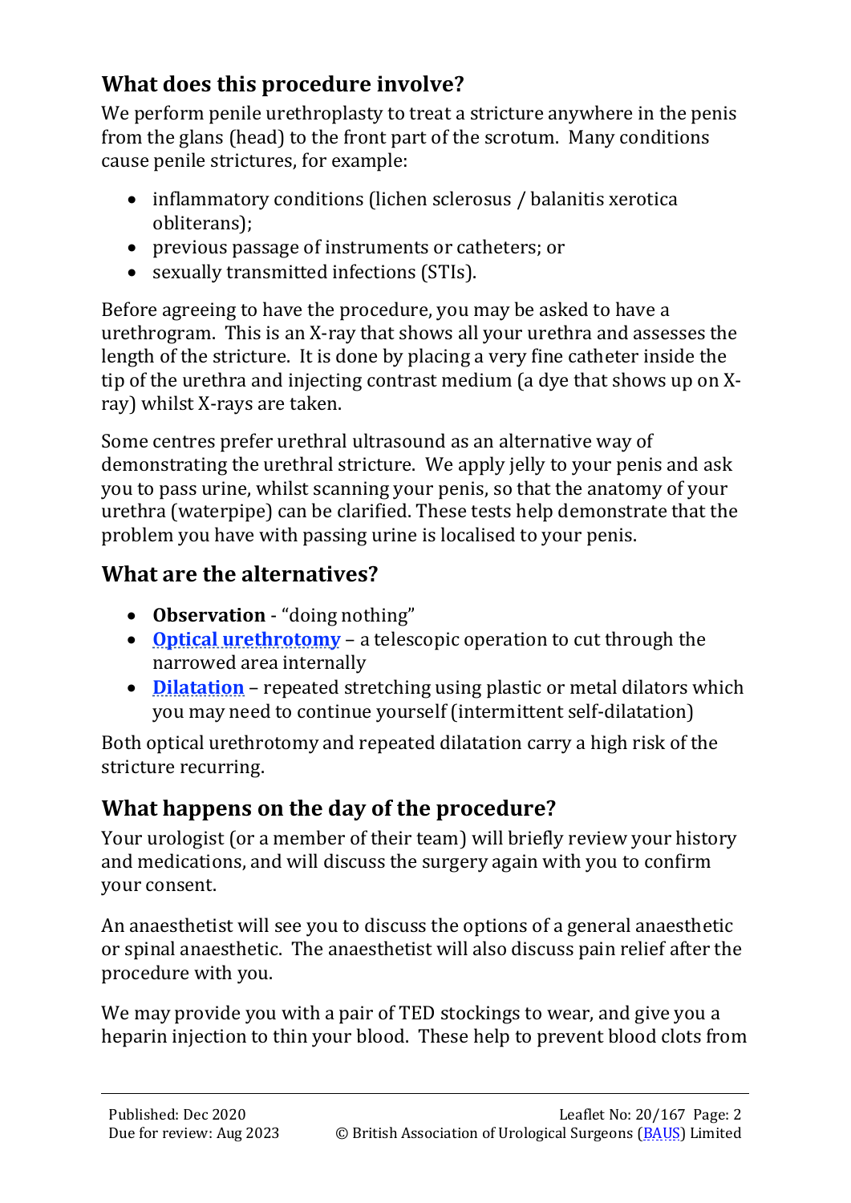## What does this procedure involve?

We perform penile urethroplasty to treat a stricture anywhere in the penis from the glans (head) to the front part of the scrotum. Many conditions cause penile strictures, for example:

- inflammatory conditions (lichen sclerosus / balanitis xerotica obliterans);
- previous passage of instruments or catheters; or
- sexually transmitted infections (STIs).

Before agreeing to have the procedure, you may be asked to have a urethrogram. This is an X-ray that shows all your urethra and assesses the length of the stricture. It is done by placing a very fine catheter inside the tip of the urethra and injecting contrast medium (a dye that shows up on X-ray) whilst X-rays are taken.

Some centres prefer urethral ultrasound as an alternative way of demonstrating the urethral stricture. We apply jelly to your penis and ask you to pass urine, whilst scanning your penis, so that the anatomy of your urethra (waterpipe) can be clarified. These tests help demonstrate that the problem you have with passing urine is localised to your penis.

## What are the alternatives?

- **Observation** - "doing nothing"
- **Optical urethrotomy** – a telescopic operation to cut through the narrowed area internally
- **Dilatation** – repeated stretching using plastic or metal dilators which you may need to continue yourself (intermittent self-dilatation)

Both optical urethrotomy and repeated dilatation carry a high risk of the stricture recurring.

## What happens on the day of the procedure?

Your urologist (or a member of their team) will briefly review your history and medications, and will discuss the surgery again with you to confirm your consent.

An anaesthetist will see you to discuss the options of a general anaesthetic or spinal anaesthetic. The anaesthetist will also discuss pain relief after the procedure with you.

We may provide you with a pair of TED stockings to wear, and give you a heparin injection to thin your blood. These help to prevent blood clots from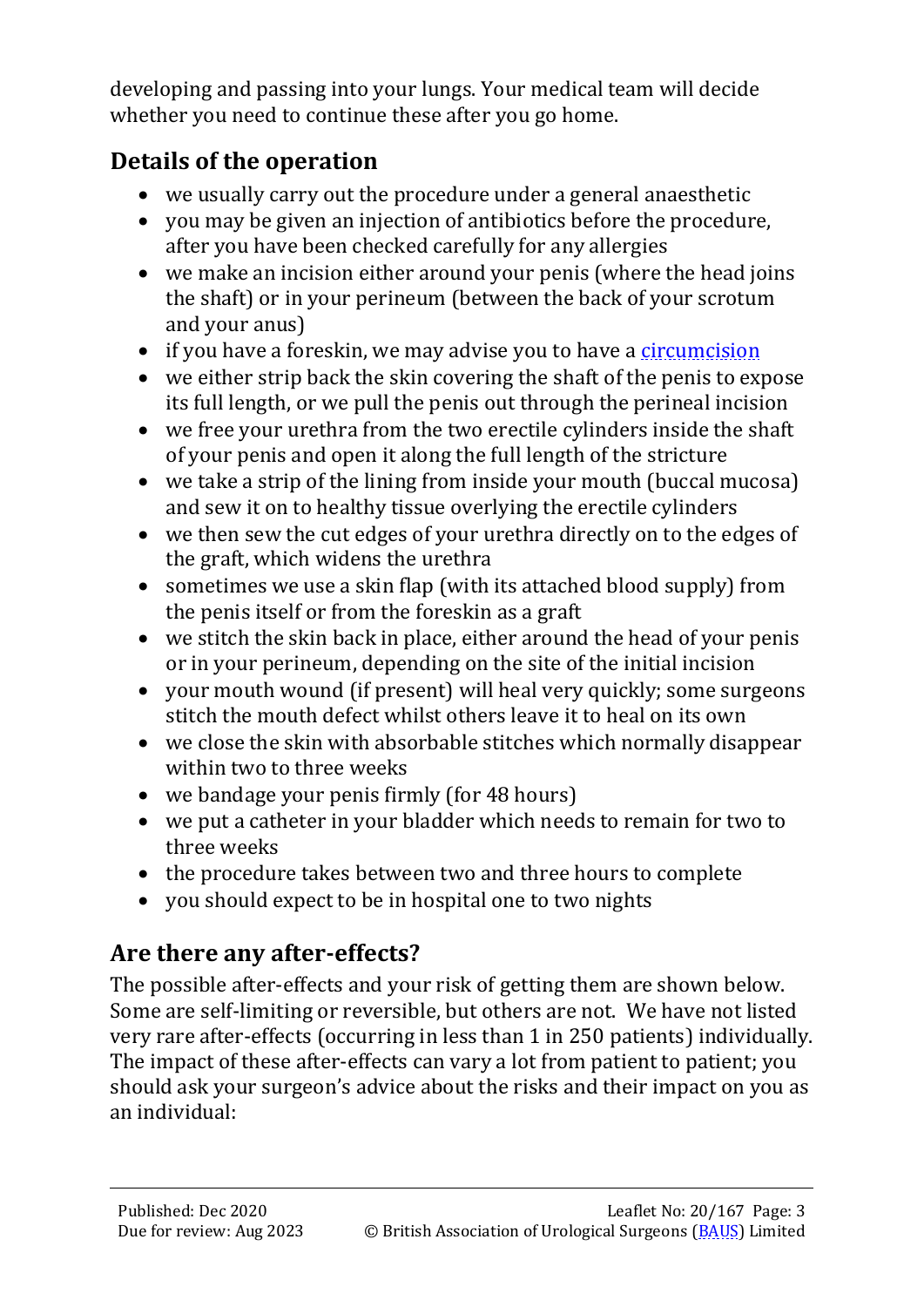developing and passing into your lungs. Your medical team will decide whether you need to continue these after you go home.

## Details of the operation

- we usually carry out the procedure under a general anaesthetic
- you may be given an injection of antibiotics before the procedure, after you have been checked carefully for any allergies
- we make an incision either around your penis (where the head joins the shaft) or in your perineum (between the back of your scrotum and your anus)
- if you have a foreskin, we may advise you to have a circumcision
- we either strip back the skin covering the shaft of the penis to expose its full length, or we pull the penis out through the perineal incision
- we free your urethra from the two erectile cylinders inside the shaft of your penis and open it along the full length of the stricture
- we take a strip of the lining from inside your mouth (buccal mucosa) and sew it on to healthy tissue overlying the erectile cylinders
- we then sew the cut edges of your urethra directly on to the edges of the graft, which widens the urethra
- sometimes we use a skin flap (with its attached blood supply) from the penis itself or from the foreskin as a graft
- we stitch the skin back in place, either around the head of your penis or in your perineum, depending on the site of the initial incision
- your mouth wound (if present) will heal very quickly; some surgeons stitch the mouth defect whilst others leave it to heal on its own
- we close the skin with absorbable stitches which normally disappear within two to three weeks
- we bandage your penis firmly (for 48 hours)
- we put a catheter in your bladder which needs to remain for two to three weeks
- the procedure takes between two and three hours to complete
- you should expect to be in hospital one to two nights

## Are there any after-effects?

The possible after-effects and your risk of getting them are shown below. Some are self-limiting or reversible, but others are not. We have not listed very rare after-effects (occurring in less than 1 in 250 patients) individually. The impact of these after-effects can vary a lot from patient to patient; you should ask your surgeon's advice about the risks and their impact on you as an individual: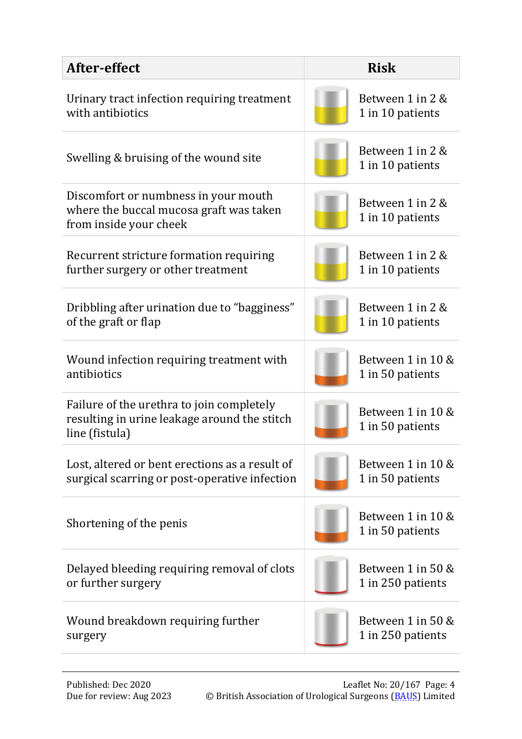| After-effect | Risk |
| --- | --- |
| Urinary tract infection requiring treatment with antibiotics | Between 1 in 2 & 1 in 10 patients |
| Swelling & bruising of the wound site | Between 1 in 2 & 1 in 10 patients |
| Discomfort or numbness in your mouth where the buccal mucosa graft was taken from inside your cheek | Between 1 in 2 & 1 in 10 patients |
| Recurrent stricture formation requiring further surgery or other treatment | Between 1 in 2 & 1 in 10 patients |
| Dribbling after urination due to "bagginess" of the graft or flap | Between 1 in 2 & 1 in 10 patients |
| Wound infection requiring treatment with antibiotics | Between 1 in 10 & 1 in 50 patients |
| Failure of the urethra to join completely resulting in urine leakage around the stitch line (fistula) | Between 1 in 10 & 1 in 50 patients |
| Lost, altered or bent erections as a result of surgical scarring or post-operative infection | Between 1 in 10 & 1 in 50 patients |
| Shortening of the penis | Between 1 in 10 & 1 in 50 patients |
| Delayed bleeding requiring removal of clots or further surgery | Between 1 in 50 & 1 in 250 patients |
| Wound breakdown requiring further surgery | Between 1 in 50 & 1 in 250 patients |

Published: Dec 2020
Due for review: Aug 2023

Leaflet No: 20/167
© British Association of Urological Surgeons (BAUS) Limited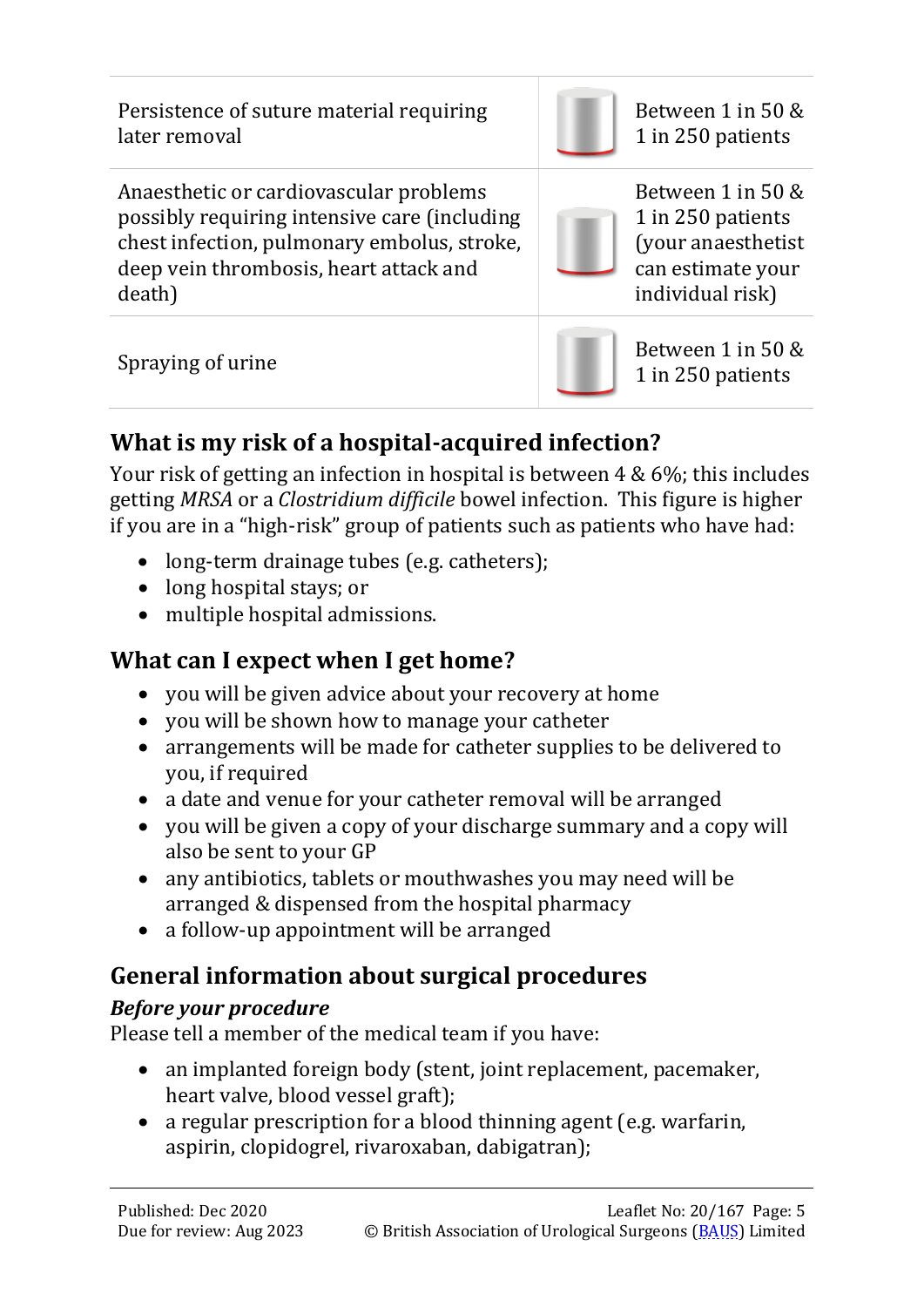| | | |
|---|---|---|
| Persistence of suture material requiring later removal | | Between 1 in 50 & 1 in 250 patients |
| Anaesthetic or cardiovascular problems possibly requiring intensive care (including chest infection, pulmonary embolus, stroke, deep vein thrombosis, heart attack and death) | | Between 1 in 50 & 1 in 250 patients (your anaesthetist can estimate your individual risk) |
| Spraying of urine | | Between 1 in 50 & 1 in 250 patients |

## What is my risk of a hospital-acquired infection?

Your risk of getting an infection in hospital is between 4 & 6%; this includes getting *MRSA* or a *Clostridium difficile* bowel infection. This figure is higher if you are in a "high-risk" group of patients such as patients who have had:

- long-term drainage tubes (e.g. catheters);
- long hospital stays; or
- multiple hospital admissions.

## What can I expect when I get home?

- you will be given advice about your recovery at home
- you will be shown how to manage your catheter
- arrangements will be made for catheter supplies to be delivered to you, if required
- a date and venue for your catheter removal will be arranged
- you will be given a copy of your discharge summary and a copy will also be sent to your GP
- any antibiotics, tablets or mouthwashes you may need will be arranged & dispensed from the hospital pharmacy
- a follow-up appointment will be arranged

## General information about surgical procedures

### *Before your procedure*

Please tell a member of the medical team if you have:

- an implanted foreign body (stent, joint replacement, pacemaker, heart valve, blood vessel graft);
- a regular prescription for a blood thinning agent (e.g. warfarin, aspirin, clopidogrel, rivaroxaban, dabigatran);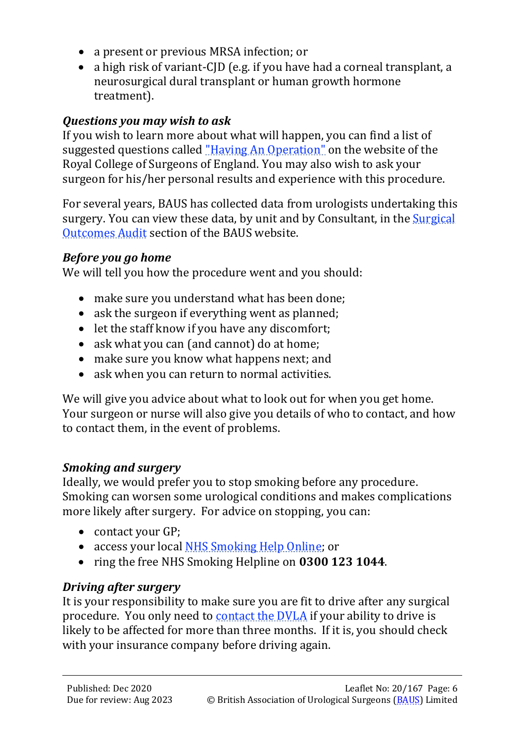- a present or previous MRSA infection; or
- a high risk of variant-CJD (e.g. if you have had a corneal transplant, a neurosurgical dural transplant or human growth hormone treatment).

### *Questions you may wish to ask*

If you wish to learn more about what will happen, you can find a list of suggested questions called "Having An Operation" on the website of the Royal College of Surgeons of England. You may also wish to ask your surgeon for his/her personal results and experience with this procedure.

For several years, BAUS has collected data from urologists undertaking this surgery. You can view these data, by unit and by Consultant, in the Surgical Outcomes Audit section of the BAUS website.

### *Before you go home*

We will tell you how the procedure went and you should:

- make sure you understand what has been done;
- ask the surgeon if everything went as planned;
- let the staff know if you have any discomfort;
- ask what you can (and cannot) do at home;
- make sure you know what happens next; and
- ask when you can return to normal activities.

We will give you advice about what to look out for when you get home. Your surgeon or nurse will also give you details of who to contact, and how to contact them, in the event of problems.

### *Smoking and surgery*

Ideally, we would prefer you to stop smoking before any procedure. Smoking can worsen some urological conditions and makes complications more likely after surgery. For advice on stopping, you can:

- contact your GP;
- access your local NHS Smoking Help Online; or
- ring the free NHS Smoking Helpline on **0300 123 1044**.

### *Driving after surgery*

It is your responsibility to make sure you are fit to drive after any surgical procedure. You only need to contact the DVLA if your ability to drive is likely to be affected for more than three months. If it is, you should check with your insurance company before driving again.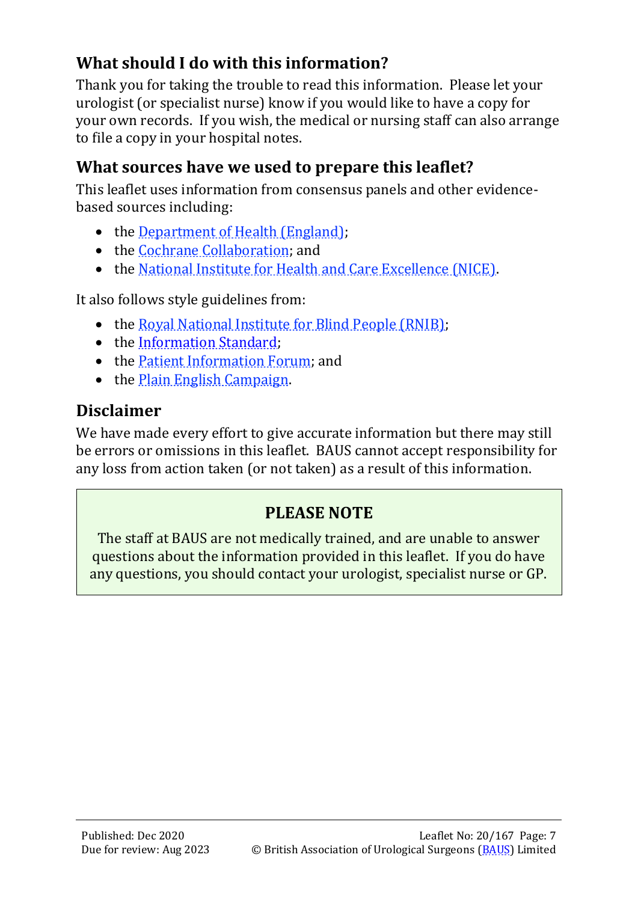## What should I do with this information?

Thank you for taking the trouble to read this information. Please let your urologist (or specialist nurse) know if you would like to have a copy for your own records. If you wish, the medical or nursing staff can also arrange to file a copy in your hospital notes.

## What sources have we used to prepare this leaflet?

This leaflet uses information from consensus panels and other evidence-based sources including:

- the Department of Health (England);
- the Cochrane Collaboration; and
- the National Institute for Health and Care Excellence (NICE).

It also follows style guidelines from:

- the Royal National Institute for Blind People (RNIB);
- the Information Standard;
- the Patient Information Forum; and
- the Plain English Campaign.

## Disclaimer

We have made every effort to give accurate information but there may still be errors or omissions in this leaflet. BAUS cannot accept responsibility for any loss from action taken (or not taken) as a result of this information.

**PLEASE NOTE**

The staff at BAUS are not medically trained, and are unable to answer questions about the information provided in this leaflet. If you do have any questions, you should contact your urologist, specialist nurse or GP.